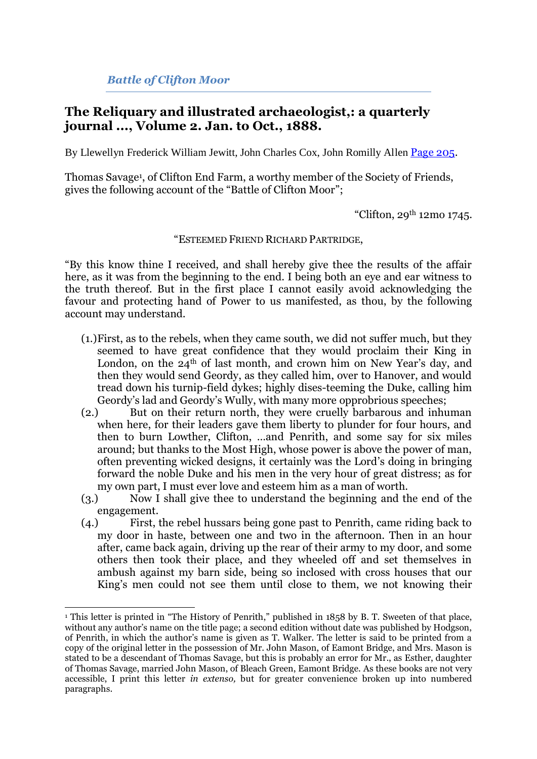*Battle of Clifton Moor*

## The Reliquary and illustrated archaeologist,: a quarterly journal ..., Volume 2. Jan. to Oct., 1888.

By Llewellyn Frederick William Jewitt, John Charles Cox, John Romilly Allen Page 205.

Thomas Savage[1], of Clifton End Farm, a worthy member of the Society of Friends, gives the following account of the "Battle of Clifton Moor";

"Clifton, 29th 12mo 1745.

"ESTEEMED FRIEND RICHARD PARTRIDGE,

"By this know thine I received, and shall hereby give thee the results of the affair here, as it was from the beginning to the end. I being both an eye and ear witness to the truth thereof. But in the first place I cannot easily avoid acknowledging the favour and protecting hand of Power to us manifested, as thou, by the following account may understand.

(1.) First, as to the rebels, when they came south, we did not suffer much, but they seemed to have great confidence that they would proclaim their King in London, on the 24th of last month, and crown him on New Year's day, and then they would send Geordy, as they called him, over to Hanover, and would tread down his turnip-field dykes; highly dises-teeming the Duke, calling him Geordy's lad and Geordy's Wully, with many more opprobrious speeches;

(2.) But on their return north, they were cruelly barbarous and inhuman when here, for their leaders gave them liberty to plunder for four hours, and then to burn Lowther, Clifton, ...and Penrith, and some say for six miles around; but thanks to the Most High, whose power is above the power of man, often preventing wicked designs, it certainly was the Lord's doing in bringing forward the noble Duke and his men in the very hour of great distress; as for my own part, I must ever love and esteem him as a man of worth.

(3.) Now I shall give thee to understand the beginning and the end of the engagement.

(4.) First, the rebel hussars being gone past to Penrith, came riding back to my door in haste, between one and two in the afternoon. Then in an hour after, came back again, driving up the rear of their army to my door, and some others then took their place, and they wheeled off and set themselves in ambush against my barn side, being so inclosed with cross houses that our King's men could not see them until close to them, we not knowing their

---

[1] This letter is printed in "The History of Penrith," published in 1858 by B. T. Sweeten of that place, without any author's name on the title page; a second edition without date was published by Hodgson, of Penrith, in which the author's name is given as T. Walker. The letter is said to be printed from a copy of the original letter in the possession of Mr. John Mason, of Eamont Bridge, and Mrs. Mason is stated to be a descendant of Thomas Savage, but this is probably an error for Mr., as Esther, daughter of Thomas Savage, married John Mason, of Bleach Green, Eamont Bridge. As these books are not very accessible, I print this letter *in extenso,* but for greater convenience broken up into numbered paragraphs.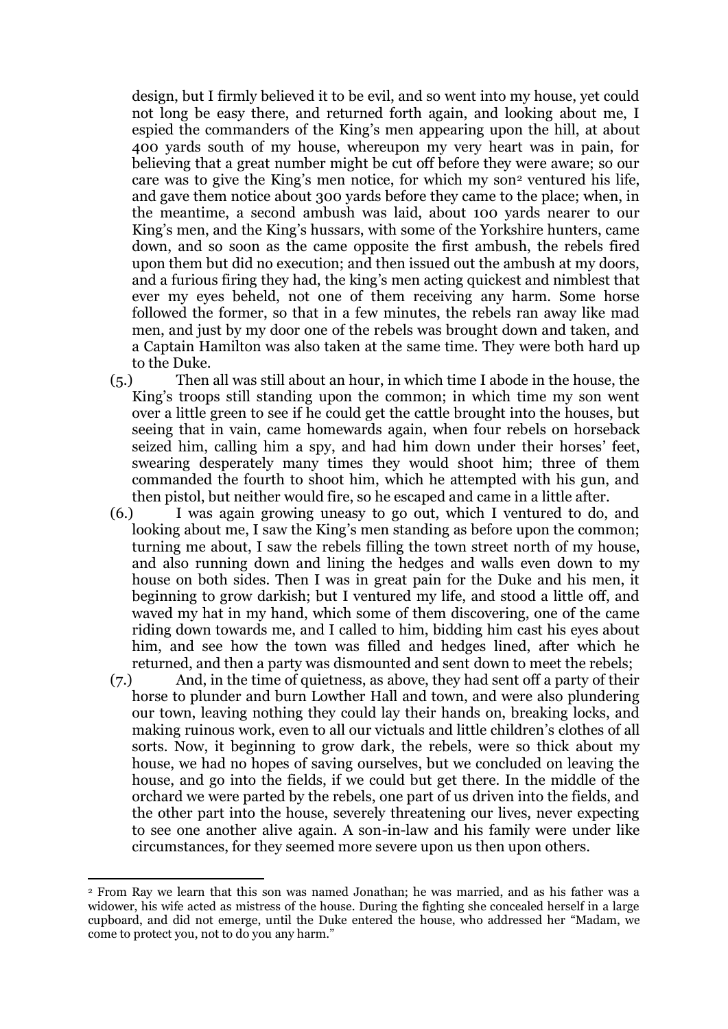design, but I firmly believed it to be evil, and so went into my house, yet could not long be easy there, and returned forth again, and looking about me, I espied the commanders of the King's men appearing upon the hill, at about 400 yards south of my house, whereupon my very heart was in pain, for believing that a great number might be cut off before they were aware; so our care was to give the King's men notice, for which my son[2] ventured his life, and gave them notice about 300 yards before they came to the place; when, in the meantime, a second ambush was laid, about 100 yards nearer to our King's men, and the King's hussars, with some of the Yorkshire hunters, came down, and so soon as the came opposite the first ambush, the rebels fired upon them but did no execution; and then issued out the ambush at my doors, and a furious firing they had, the king's men acting quickest and nimblest that ever my eyes beheld, not one of them receiving any harm. Some horse followed the former, so that in a few minutes, the rebels ran away like mad men, and just by my door one of the rebels was brought down and taken, and a Captain Hamilton was also taken at the same time. They were both hard up to the Duke.

(5.) Then all was still about an hour, in which time I abode in the house, the King's troops still standing upon the common; in which time my son went over a little green to see if he could get the cattle brought into the houses, but seeing that in vain, came homewards again, when four rebels on horseback seized him, calling him a spy, and had him down under their horses' feet, swearing desperately many times they would shoot him; three of them commanded the fourth to shoot him, which he attempted with his gun, and then pistol, but neither would fire, so he escaped and came in a little after.

(6.) I was again growing uneasy to go out, which I ventured to do, and looking about me, I saw the King's men standing as before upon the common; turning me about, I saw the rebels filling the town street north of my house, and also running down and lining the hedges and walls even down to my house on both sides. Then I was in great pain for the Duke and his men, it beginning to grow darkish; but I ventured my life, and stood a little off, and waved my hat in my hand, which some of them discovering, one of the came riding down towards me, and I called to him, bidding him cast his eyes about him, and see how the town was filled and hedges lined, after which he returned, and then a party was dismounted and sent down to meet the rebels;

(7.) And, in the time of quietness, as above, they had sent off a party of their horse to plunder and burn Lowther Hall and town, and were also plundering our town, leaving nothing they could lay their hands on, breaking locks, and making ruinous work, even to all our victuals and little children's clothes of all sorts. Now, it beginning to grow dark, the rebels, were so thick about my house, we had no hopes of saving ourselves, but we concluded on leaving the house, and go into the fields, if we could but get there. In the middle of the orchard we were parted by the rebels, one part of us driven into the fields, and the other part into the house, severely threatening our lives, never expecting to see one another alive again. A son-in-law and his family were under like circumstances, for they seemed more severe upon us then upon others.

---

[2] From Ray we learn that this son was named Jonathan; he was married, and as his father was a widower, his wife acted as mistress of the house. During the fighting she concealed herself in a large cupboard, and did not emerge, until the Duke entered the house, who addressed her "Madam, we come to protect you, not to do you any harm."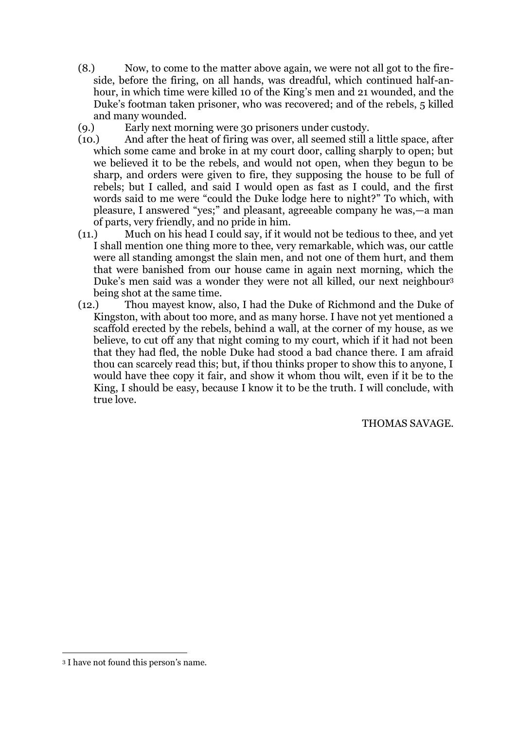(8.) Now, to come to the matter above again, we were not all got to the fire-side, before the firing, on all hands, was dreadful, which continued half-an-hour, in which time were killed 10 of the King's men and 21 wounded, and the Duke's footman taken prisoner, who was recovered; and of the rebels, 5 killed and many wounded.

(9.) Early next morning were 30 prisoners under custody.

(10.) And after the heat of firing was over, all seemed still a little space, after which some came and broke in at my court door, calling sharply to open; but we believed it to be the rebels, and would not open, when they begun to be sharp, and orders were given to fire, they supposing the house to be full of rebels; but I called, and said I would open as fast as I could, and the first words said to me were "could the Duke lodge here to night?" To which, with pleasure, I answered "yes;" and pleasant, agreeable company he was,—a man of parts, very friendly, and no pride in him.

(11.) Much on his head I could say, if it would not be tedious to thee, and yet I shall mention one thing more to thee, very remarkable, which was, our cattle were all standing amongst the slain men, and not one of them hurt, and them that were banished from our house came in again next morning, which the Duke's men said was a wonder they were not all killed, our next neighbour[3] being shot at the same time.

(12.) Thou mayest know, also, I had the Duke of Richmond and the Duke of Kingston, with about too more, and as many horse. I have not yet mentioned a scaffold erected by the rebels, behind a wall, at the corner of my house, as we believe, to cut off any that night coming to my court, which if it had not been that they had fled, the noble Duke had stood a bad chance there. I am afraid thou can scarcely read this; but, if thou thinks proper to show this to anyone, I would have thee copy it fair, and show it whom thou wilt, even if it be to the King, I should be easy, because I know it to be the truth. I will conclude, with true love.

THOMAS SAVAGE.

---

[3] I have not found this person's name.